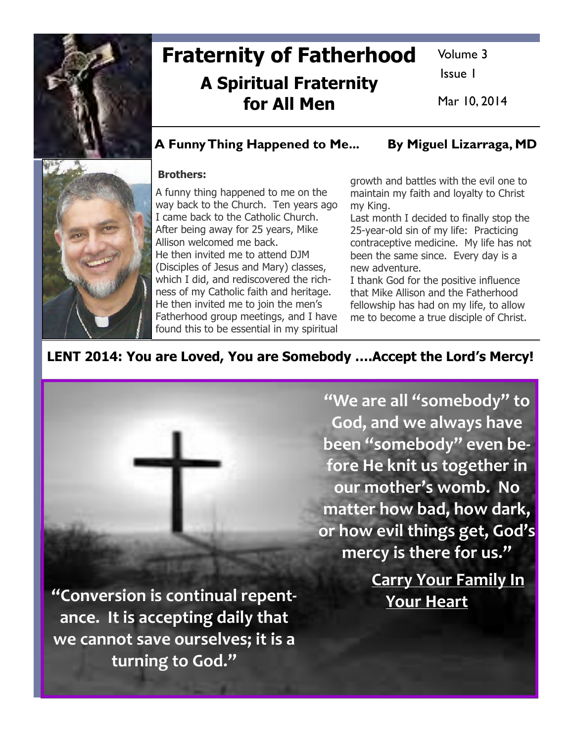# Fraternity of Fatherhood

## A Spiritual Fraternity for All Men

Volume 3
Issue 1

Mar 10, 2014

### A Funny Thing Happened to Me... By Miguel Lizarraga, MD

**Brothers:**

A funny thing happened to me on the way back to the Church. Ten years ago I came back to the Catholic Church. After being away for 25 years, Mike Allison welcomed me back.
He then invited me to attend DJM (Disciples of Jesus and Mary) classes, which I did, and rediscovered the richness of my Catholic faith and heritage.
He then invited me to join the men's Fatherhood group meetings, and I have found this to be essential in my spiritual growth and battles with the evil one to maintain my faith and loyalty to Christ my King.
Last month I decided to finally stop the 25-year-old sin of my life: Practicing contraceptive medicine. My life has not been the same since. Every day is a new adventure.
I thank God for the positive influence that Mike Allison and the Fatherhood fellowship has had on my life, to allow me to become a true disciple of Christ.

### LENT 2014: You are Loved, You are Somebody ….Accept the Lord's Mercy!

**"We are all "somebody" to God, and we always have been "somebody" even before He knit us together in our mother's womb. No matter how bad, how dark, or how evil things get, God's mercy is there for us."**

**Carry Your Family In Your Heart**

**"Conversion is continual repentance. It is accepting daily that we cannot save ourselves; it is a turning to God."**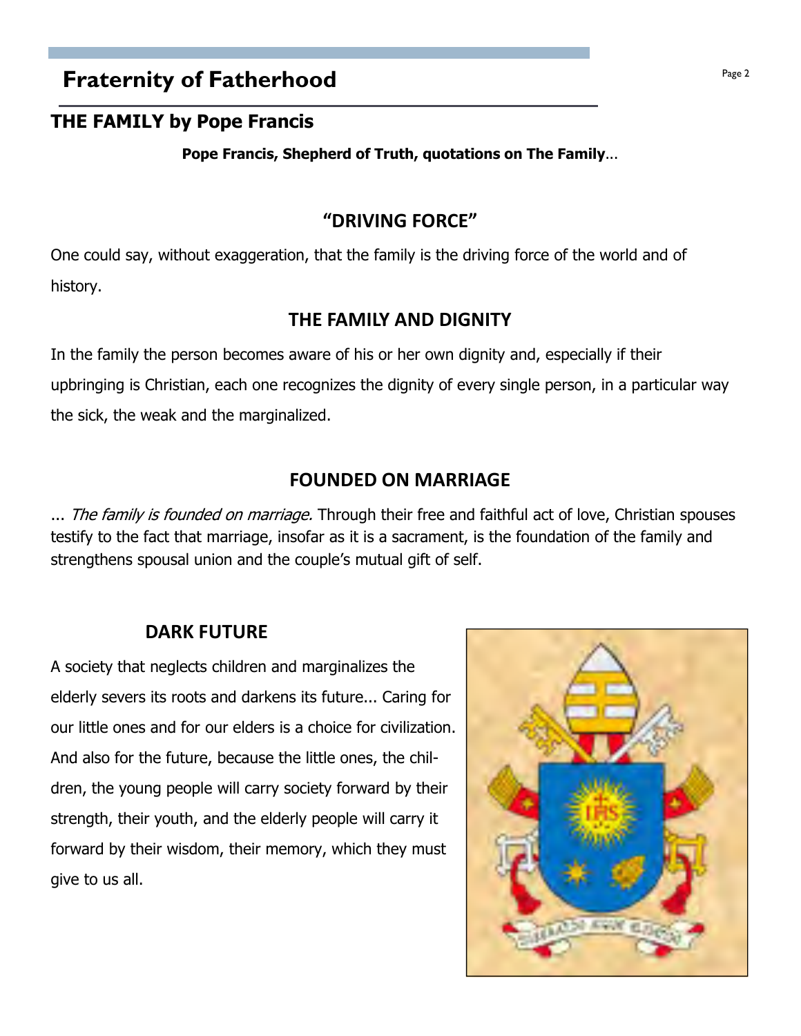# Fraternity of Fatherhood

## THE FAMILY by Pope Francis

**Pope Francis, Shepherd of Truth, quotations on The Family**...

### "DRIVING FORCE"

One could say, without exaggeration, that the family is the driving force of the world and of history.

### THE FAMILY AND DIGNITY

In the family the person becomes aware of his or her own dignity and, especially if their upbringing is Christian, each one recognizes the dignity of every single person, in a particular way the sick, the weak and the marginalized.

### FOUNDED ON MARRIAGE

... *The family is founded on marriage.* Through their free and faithful act of love, Christian spouses testify to the fact that marriage, insofar as it is a sacrament, is the foundation of the family and strengthens spousal union and the couple's mutual gift of self.

### DARK FUTURE

A society that neglects children and marginalizes the elderly severs its roots and darkens its future... Caring for our little ones and for our elders is a choice for civilization. And also for the future, because the little ones, the children, the young people will carry society forward by their strength, their youth, and the elderly people will carry it forward by their wisdom, their memory, which they must give to us all.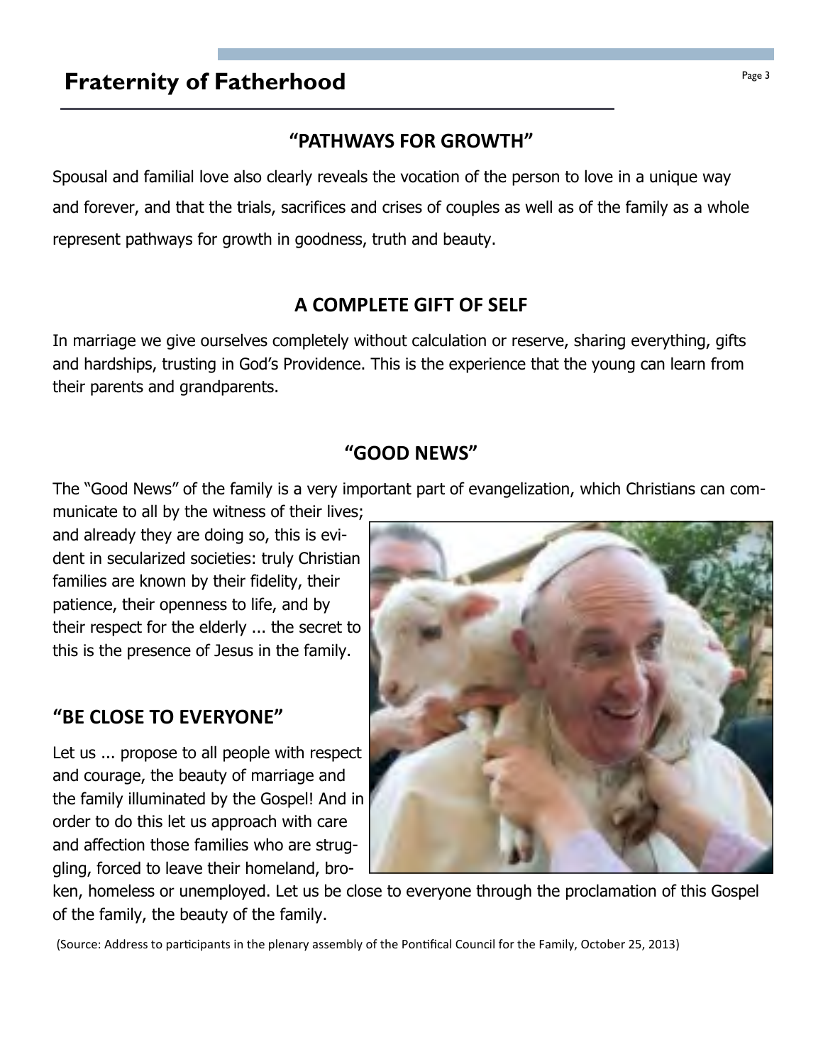## Fraternity of Fatherhood

### "PATHWAYS FOR GROWTH"

Spousal and familial love also clearly reveals the vocation of the person to love in a unique way and forever, and that the trials, sacrifices and crises of couples as well as of the family as a whole represent pathways for growth in goodness, truth and beauty.

### A COMPLETE GIFT OF SELF

In marriage we give ourselves completely without calculation or reserve, sharing everything, gifts and hardships, trusting in God's Providence. This is the experience that the young can learn from their parents and grandparents.

### "GOOD NEWS"

The "Good News" of the family is a very important part of evangelization, which Christians can communicate to all by the witness of their lives; and already they are doing so, this is evident in secularized societies: truly Christian families are known by their fidelity, their patience, their openness to life, and by their respect for the elderly ... the secret to this is the presence of Jesus in the family.

### "BE CLOSE TO EVERYONE"

Let us ... propose to all people with respect and courage, the beauty of marriage and the family illuminated by the Gospel! And in order to do this let us approach with care and affection those families who are struggling, forced to leave their homeland, broken, homeless or unemployed. Let us be close to everyone through the proclamation of this Gospel of the family, the beauty of the family.

(Source: Address to participants in the plenary assembly of the Pontifical Council for the Family, October 25, 2013)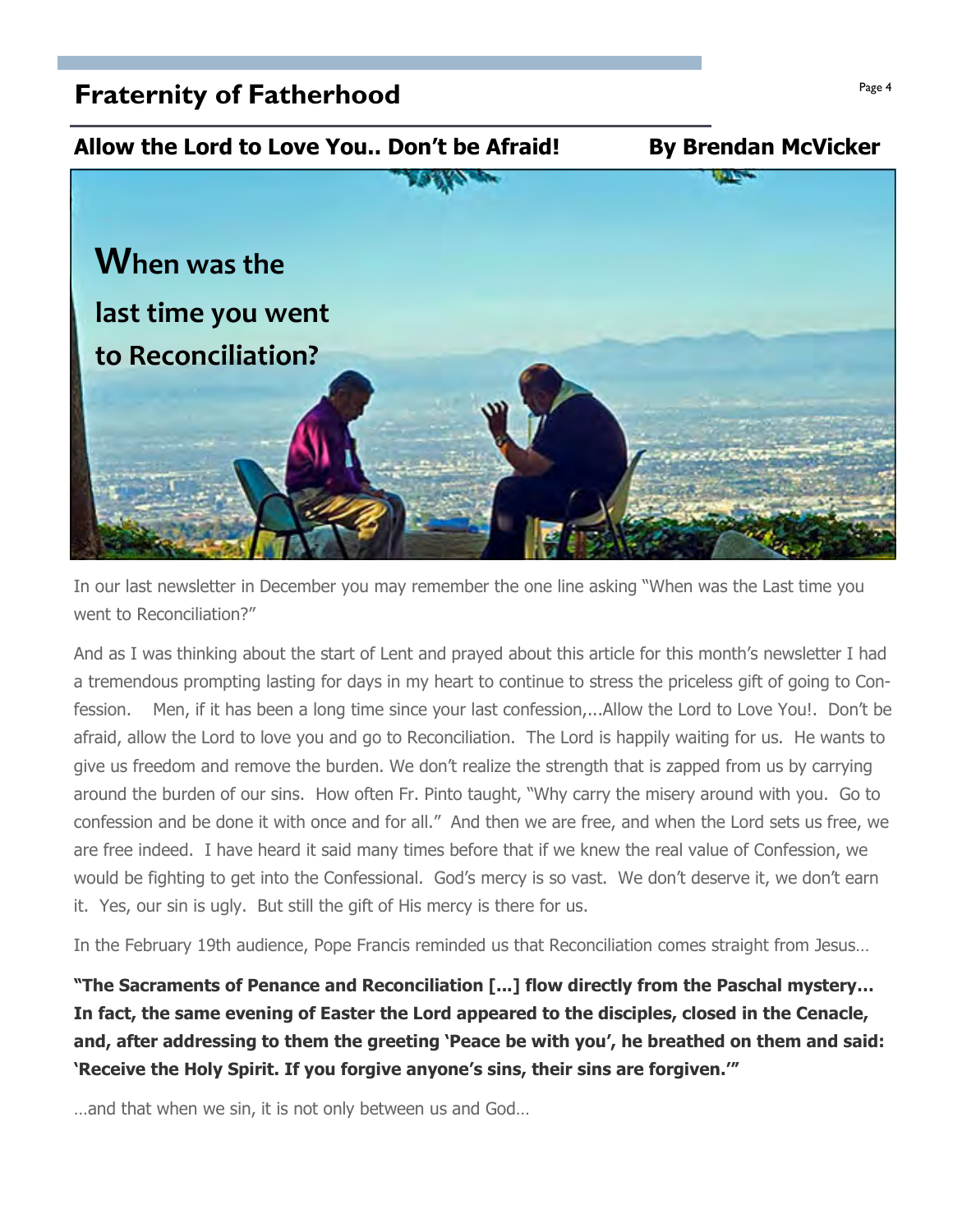## Fraternity of Fatherhood

### Allow the Lord to Love You.. Don't be Afraid! By Brendan McVicker

**When was the last time you went to Reconciliation?**

In our last newsletter in December you may remember the one line asking "When was the Last time you went to Reconciliation?"

And as I was thinking about the start of Lent and prayed about this article for this month's newsletter I had a tremendous prompting lasting for days in my heart to continue to stress the priceless gift of going to Confession. Men, if it has been a long time since your last confession,...Allow the Lord to Love You!. Don't be afraid, allow the Lord to love you and go to Reconciliation. The Lord is happily waiting for us. He wants to give us freedom and remove the burden. We don't realize the strength that is zapped from us by carrying around the burden of our sins. How often Fr. Pinto taught, "Why carry the misery around with you. Go to confession and be done it with once and for all." And then we are free, and when the Lord sets us free, we are free indeed. I have heard it said many times before that if we knew the real value of Confession, we would be fighting to get into the Confessional. God's mercy is so vast. We don't deserve it, we don't earn it. Yes, our sin is ugly. But still the gift of His mercy is there for us.

In the February 19th audience, Pope Francis reminded us that Reconciliation comes straight from Jesus…

**"The Sacraments of Penance and Reconciliation [...] flow directly from the Paschal mystery… In fact, the same evening of Easter the Lord appeared to the disciples, closed in the Cenacle, and, after addressing to them the greeting 'Peace be with you', he breathed on them and said: 'Receive the Holy Spirit. If you forgive anyone's sins, their sins are forgiven.'"**

…and that when we sin, it is not only between us and God…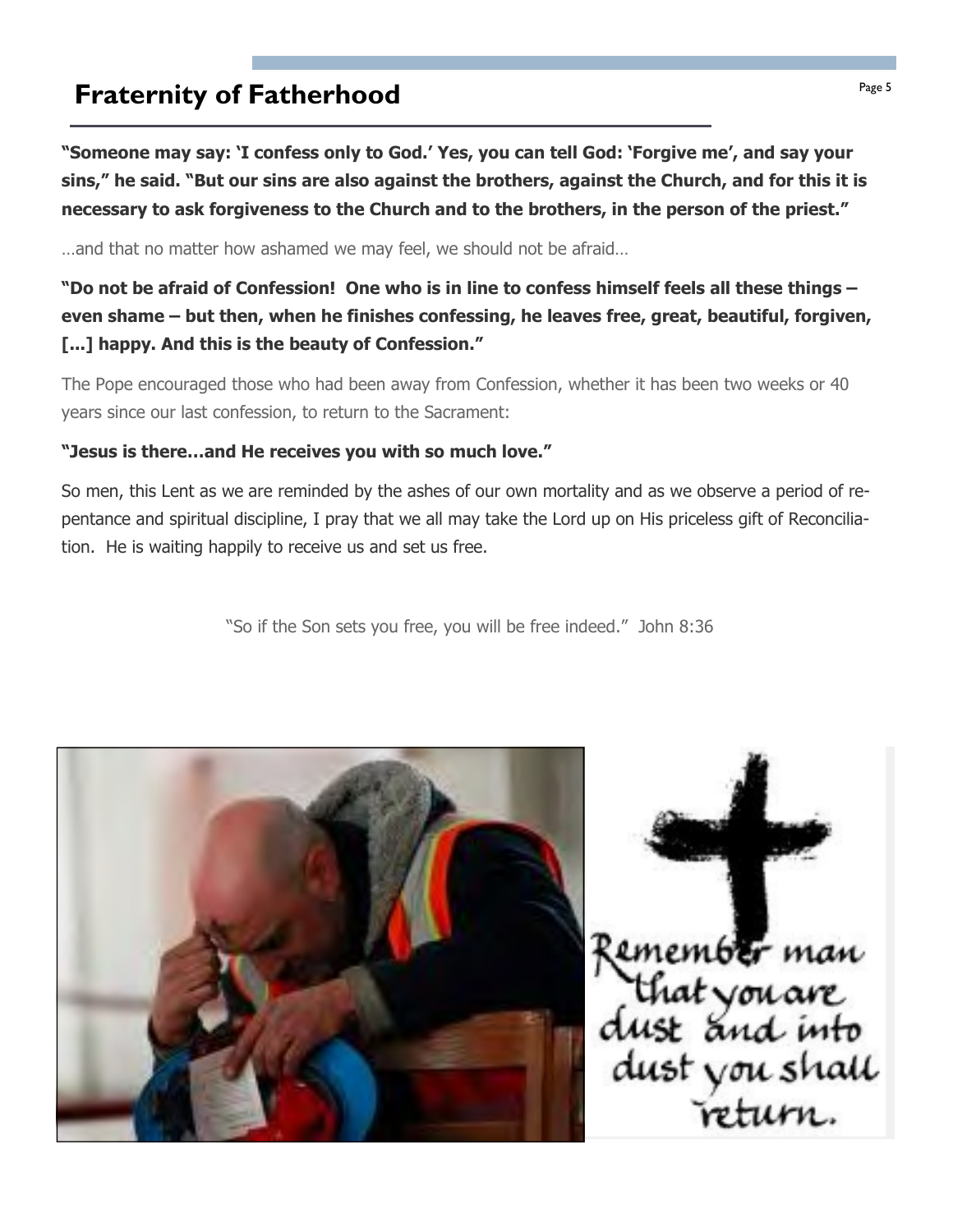# Fraternity of Fatherhood

**"Someone may say: 'I confess only to God.' Yes, you can tell God: 'Forgive me', and say your sins," he said. "But our sins are also against the brothers, against the Church, and for this it is necessary to ask forgiveness to the Church and to the brothers, in the person of the priest."**

…and that no matter how ashamed we may feel, we should not be afraid…

**"Do not be afraid of Confession! One who is in line to confess himself feels all these things – even shame – but then, when he finishes confessing, he leaves free, great, beautiful, forgiven, [...] happy. And this is the beauty of Confession."**

The Pope encouraged those who had been away from Confession, whether it has been two weeks or 40 years since our last confession, to return to the Sacrament:

**"Jesus is there…and He receives you with so much love."**

So men, this Lent as we are reminded by the ashes of our own mortality and as we observe a period of repentance and spiritual discipline, I pray that we all may take the Lord up on His priceless gift of Reconciliation. He is waiting happily to receive us and set us free.

"So if the Son sets you free, you will be free indeed." John 8:36

Remember man that you are dust and into dust you shall return.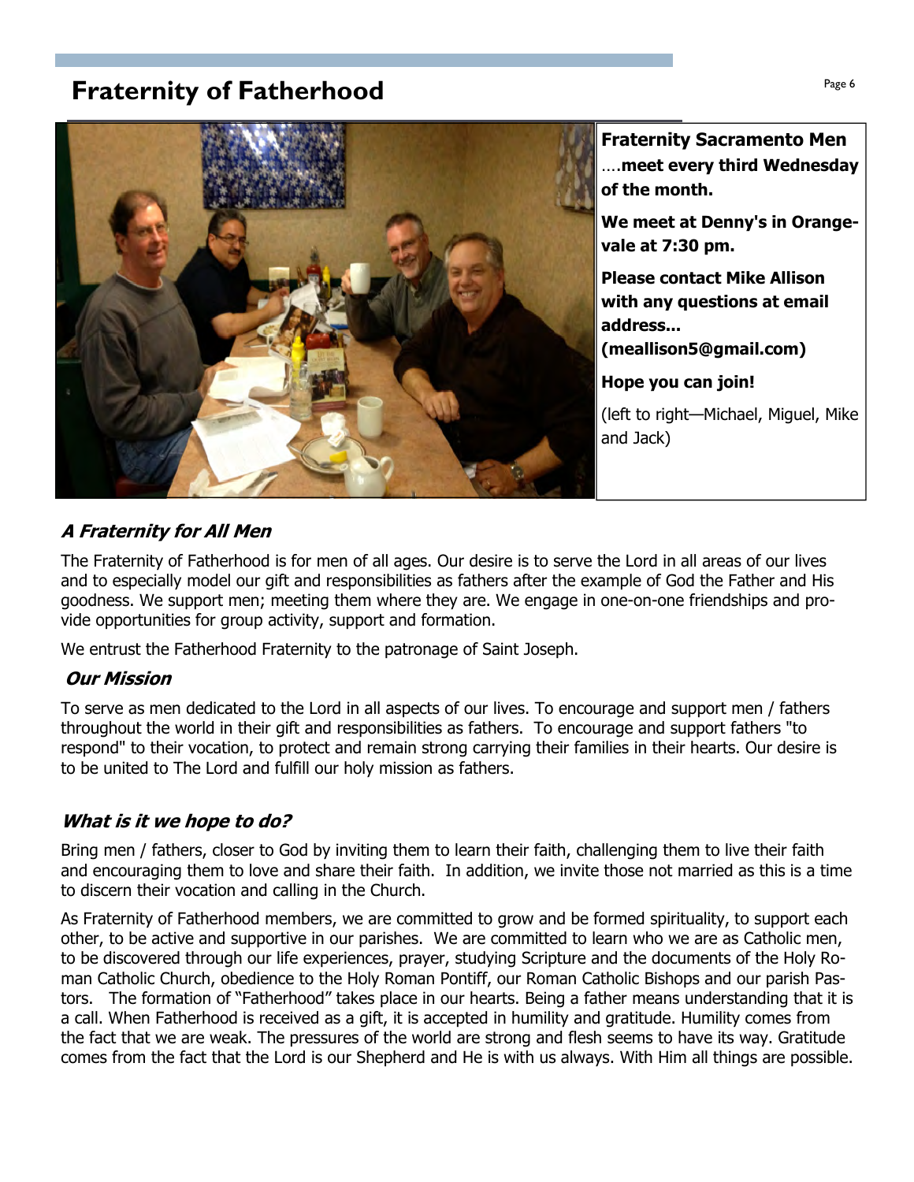# Fraternity of Fatherhood

**Fraternity Sacramento Men** ….**meet every third Wednesday of the month.**

**We meet at Denny's in Orangevale at 7:30 pm.**

**Please contact Mike Allison with any questions at email address... (meallison5@gmail.com)**

**Hope you can join!**

(left to right—Michael, Miguel, Mike and Jack)

## *A Fraternity for All Men*

The Fraternity of Fatherhood is for men of all ages. Our desire is to serve the Lord in all areas of our lives and to especially model our gift and responsibilities as fathers after the example of God the Father and His goodness. We support men; meeting them where they are. We engage in one-on-one friendships and provide opportunities for group activity, support and formation.

We entrust the Fatherhood Fraternity to the patronage of Saint Joseph.

## *Our Mission*

To serve as men dedicated to the Lord in all aspects of our lives. To encourage and support men / fathers throughout the world in their gift and responsibilities as fathers. To encourage and support fathers "to respond" to their vocation, to protect and remain strong carrying their families in their hearts. Our desire is to be united to The Lord and fulfill our holy mission as fathers.

## *What is it we hope to do?*

Bring men / fathers, closer to God by inviting them to learn their faith, challenging them to live their faith and encouraging them to love and share their faith. In addition, we invite those not married as this is a time to discern their vocation and calling in the Church.

As Fraternity of Fatherhood members, we are committed to grow and be formed spirituality, to support each other, to be active and supportive in our parishes. We are committed to learn who we are as Catholic men, to be discovered through our life experiences, prayer, studying Scripture and the documents of the Holy Roman Catholic Church, obedience to the Holy Roman Pontiff, our Roman Catholic Bishops and our parish Pastors. The formation of "Fatherhood" takes place in our hearts. Being a father means understanding that it is a call. When Fatherhood is received as a gift, it is accepted in humility and gratitude. Humility comes from the fact that we are weak. The pressures of the world are strong and flesh seems to have its way. Gratitude comes from the fact that the Lord is our Shepherd and He is with us always. With Him all things are possible.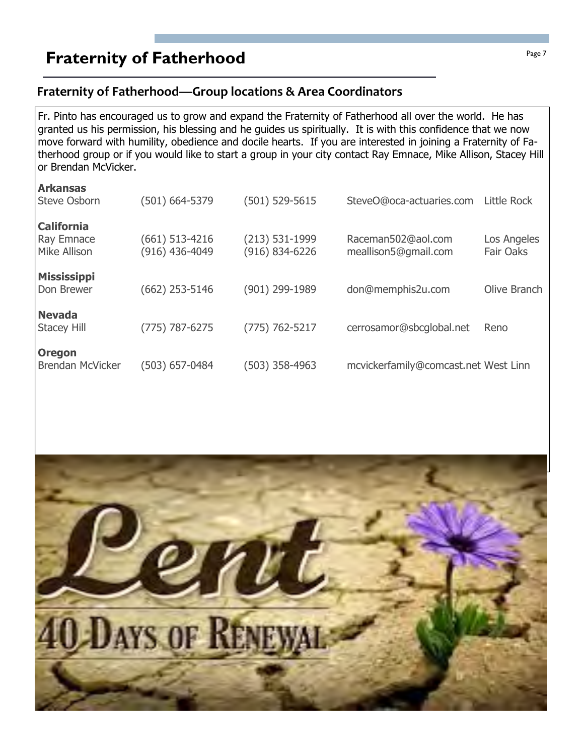# Fraternity of Fatherhood

## Fraternity of Fatherhood—Group locations & Area Coordinators

Fr. Pinto has encouraged us to grow and expand the Fraternity of Fatherhood all over the world. He has granted us his permission, his blessing and he guides us spiritually. It is with this confidence that we now move forward with humility, obedience and docile hearts. If you are interested in joining a Fraternity of Fatherhood group or if you would like to start a group in your city contact Ray Emnace, Mike Allison, Stacey Hill or Brendan McVicker.

**Arkansas**

| | | | | |
|---|---|---|---|---|
| Steve Osborn | (501) 664-5379 | (501) 529-5615 | SteveO@oca-actuaries.com | Little Rock |

**California**

| | | | | |
|---|---|---|---|---|
| Ray Emnace | (661) 513-4216 | (213) 531-1999 | Raceman502@aol.com | Los Angeles |
| Mike Allison | (916) 436-4049 | (916) 834-6226 | meallison5@gmail.com | Fair Oaks |

**Mississippi**

| | | | | |
|---|---|---|---|---|
| Don Brewer | (662) 253-5146 | (901) 299-1989 | don@memphis2u.com | Olive Branch |

**Nevada**

| | | | | |
|---|---|---|---|---|
| Stacey Hill | (775) 787-6275 | (775) 762-5217 | cerrosamor@sbcglobal.net | Reno |

**Oregon**

| | | | | |
|---|---|---|---|---|
| Brendan McVicker | (503) 657-0484 | (503) 358-4963 | mcvickerfamily@comcast.net | West Linn |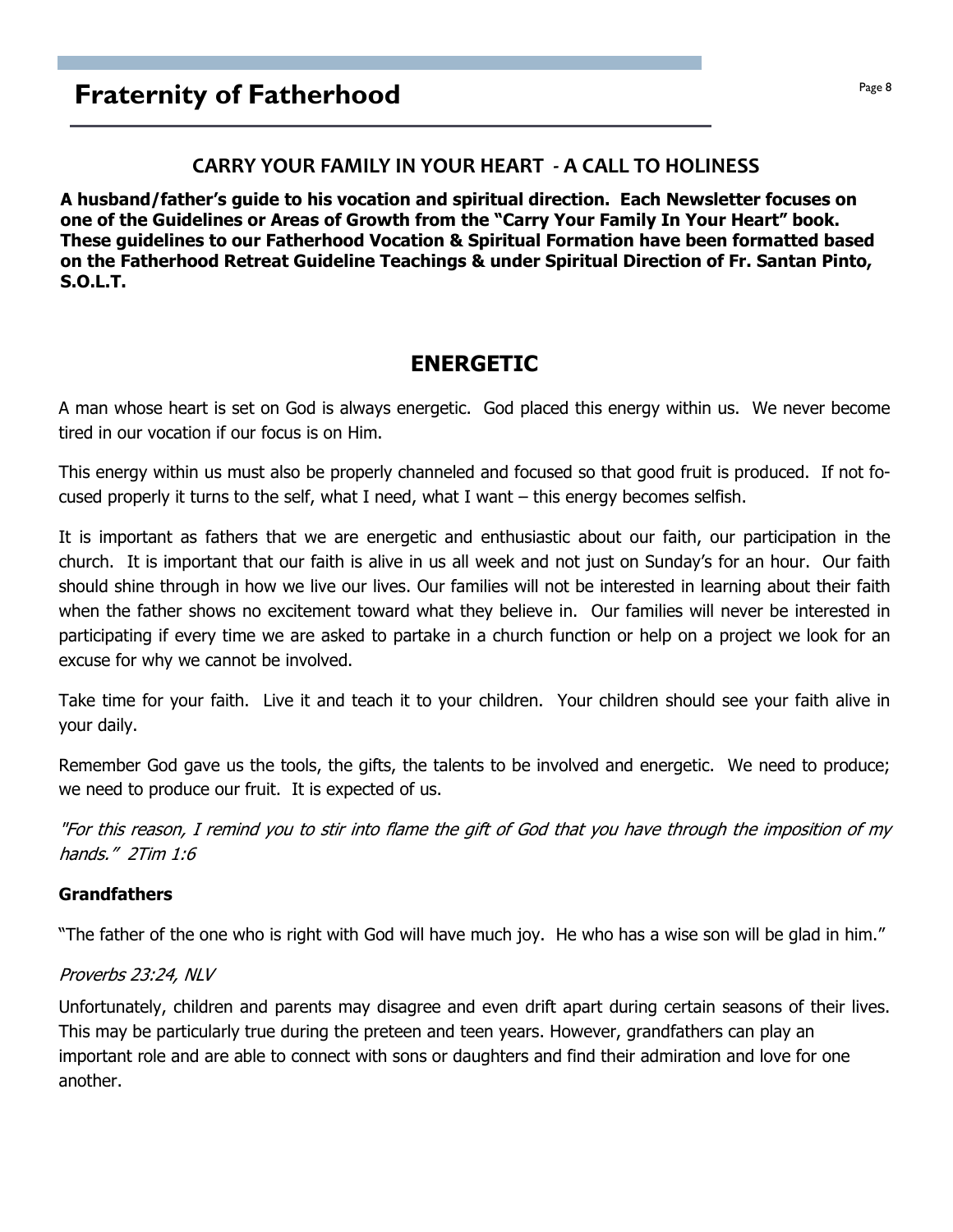# Fraternity of Fatherhood

## CARRY YOUR FAMILY IN YOUR HEART - A CALL TO HOLINESS

**A husband/father's guide to his vocation and spiritual direction. Each Newsletter focuses on one of the Guidelines or Areas of Growth from the "Carry Your Family In Your Heart" book. These guidelines to our Fatherhood Vocation & Spiritual Formation have been formatted based on the Fatherhood Retreat Guideline Teachings & under Spiritual Direction of Fr. Santan Pinto, S.O.L.T.**

## ENERGETIC

A man whose heart is set on God is always energetic. God placed this energy within us. We never become tired in our vocation if our focus is on Him.

This energy within us must also be properly channeled and focused so that good fruit is produced. If not focused properly it turns to the self, what I need, what I want – this energy becomes selfish.

It is important as fathers that we are energetic and enthusiastic about our faith, our participation in the church. It is important that our faith is alive in us all week and not just on Sunday's for an hour. Our faith should shine through in how we live our lives. Our families will not be interested in learning about their faith when the father shows no excitement toward what they believe in. Our families will never be interested in participating if every time we are asked to partake in a church function or help on a project we look for an excuse for why we cannot be involved.

Take time for your faith. Live it and teach it to your children. Your children should see your faith alive in your daily.

Remember God gave us the tools, the gifts, the talents to be involved and energetic. We need to produce; we need to produce our fruit. It is expected of us.

*"For this reason, I remind you to stir into flame the gift of God that you have through the imposition of my hands." 2Tim 1:6*

**Grandfathers**

"The father of the one who is right with God will have much joy. He who has a wise son will be glad in him."

*Proverbs 23:24, NLV*

Unfortunately, children and parents may disagree and even drift apart during certain seasons of their lives. This may be particularly true during the preteen and teen years. However, grandfathers can play an important role and are able to connect with sons or daughters and find their admiration and love for one another.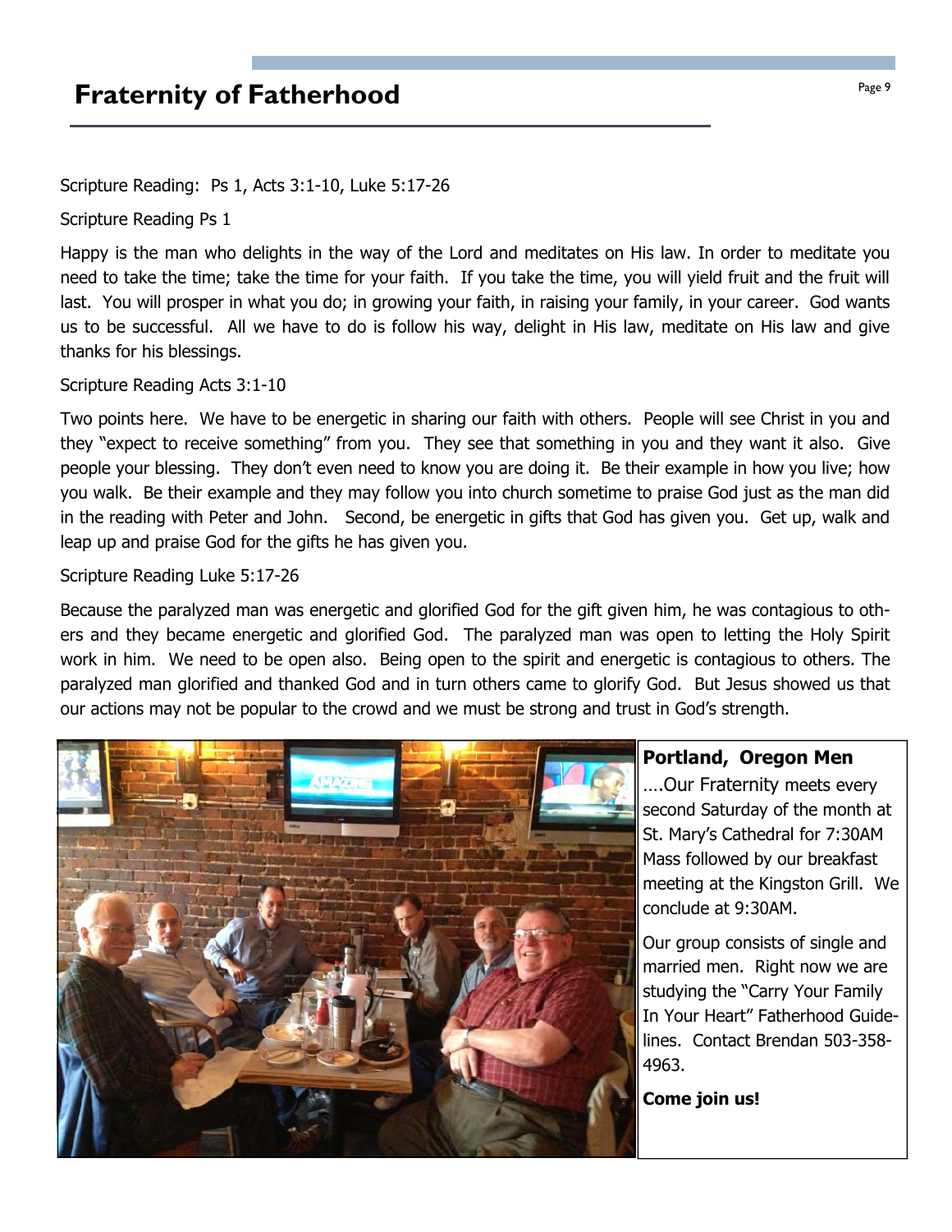# Fraternity of Fatherhood

Scripture Reading: Ps 1, Acts 3:1-10, Luke 5:17-26

Scripture Reading Ps 1

Happy is the man who delights in the way of the Lord and meditates on His law. In order to meditate you need to take the time; take the time for your faith. If you take the time, you will yield fruit and the fruit will last. You will prosper in what you do; in growing your faith, in raising your family, in your career. God wants us to be successful. All we have to do is follow his way, delight in His law, meditate on His law and give thanks for his blessings.

Scripture Reading Acts 3:1-10

Two points here. We have to be energetic in sharing our faith with others. People will see Christ in you and they "expect to receive something" from you. They see that something in you and they want it also. Give people your blessing. They don't even need to know you are doing it. Be their example in how you live; how you walk. Be their example and they may follow you into church sometime to praise God just as the man did in the reading with Peter and John. Second, be energetic in gifts that God has given you. Get up, walk and leap up and praise God for the gifts he has given you.

Scripture Reading Luke 5:17-26

Because the paralyzed man was energetic and glorified God for the gift given him, he was contagious to others and they became energetic and glorified God. The paralyzed man was open to letting the Holy Spirit work in him. We need to be open also. Being open to the spirit and energetic is contagious to others. The paralyzed man glorified and thanked God and in turn others came to glorify God. But Jesus showed us that our actions may not be popular to the crowd and we must be strong and trust in God's strength.

**Portland, Oregon Men**

....Our Fraternity meets every second Saturday of the month at St. Mary's Cathedral for 7:30AM Mass followed by our breakfast meeting at the Kingston Grill. We conclude at 9:30AM.

Our group consists of single and married men. Right now we are studying the "Carry Your Family In Your Heart" Fatherhood Guidelines. Contact Brendan 503-358-4963.

**Come join us!**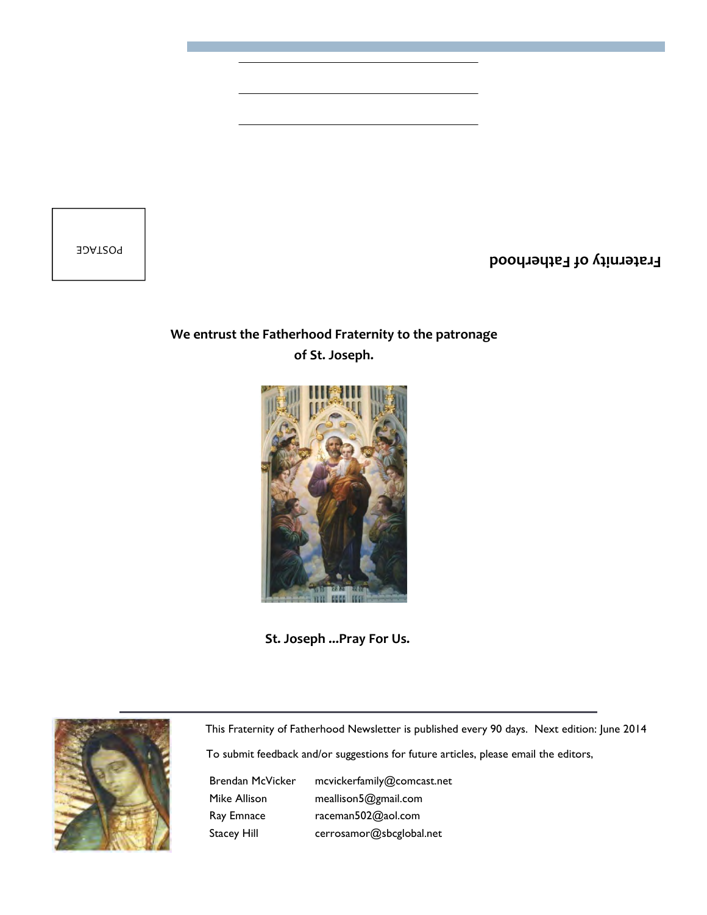POSTAGE

**Fraternity of Fatherhood**

**We entrust the Fatherhood Fraternity to the patronage of St. Joseph.**

**St. Joseph ...Pray For Us.**

This Fraternity of Fatherhood Newsletter is published every 90 days. Next edition: June 2014

To submit feedback and/or suggestions for future articles, please email the editors,

| | |
|---|---|
| Brendan McVicker | mcvickerfamily@comcast.net |
| Mike Allison | meallison5@gmail.com |
| Ray Emnace | raceman502@aol.com |
| Stacey Hill | cerrosamor@sbcglobal.net |